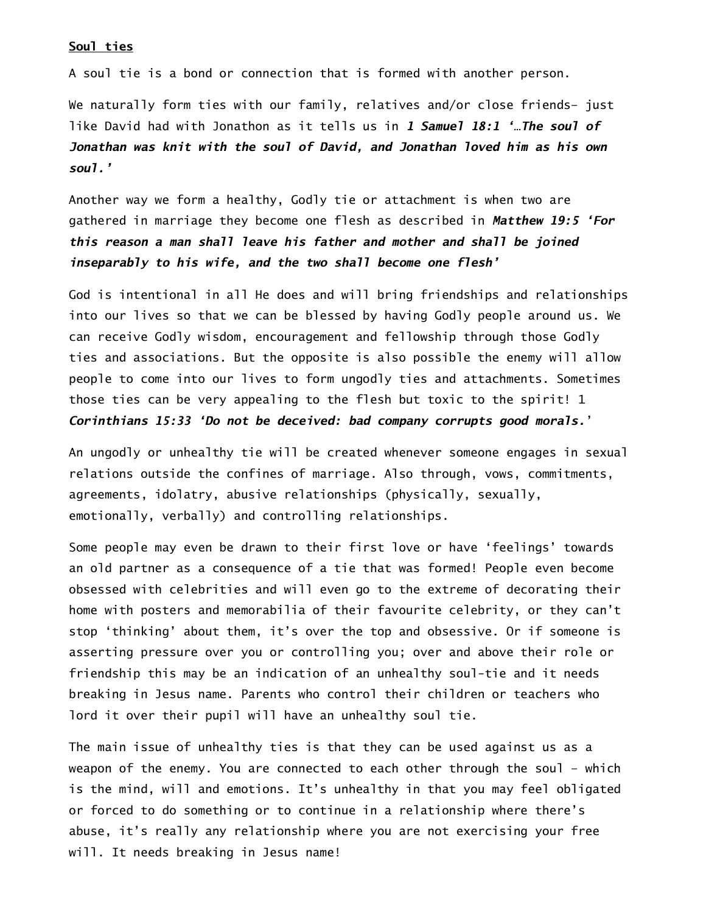**<u>Soul ties</u>**

A soul tie is a bond or connection that is formed with another person.

We naturally form ties with our family, relatives and/or close friends- just like David had with Jonathon as it tells us in ***1 Samuel 18:1 '…The soul of Jonathan was knit with the soul of David, and Jonathan loved him as his own soul.'***

Another way we form a healthy, Godly tie or attachment is when two are gathered in marriage they become one flesh as described in ***Matthew 19:5 'For this reason a man shall leave his father and mother and shall be joined inseparably to his wife, and the two shall become one flesh'***

God is intentional in all He does and will bring friendships and relationships into our lives so that we can be blessed by having Godly people around us. We can receive Godly wisdom, encouragement and fellowship through those Godly ties and associations. But the opposite is also possible the enemy will allow people to come into our lives to form ungodly ties and attachments. Sometimes those ties can be very appealing to the flesh but toxic to the spirit! 1 ***Corinthians 15:33 'Do not be deceived: bad company corrupts good morals.***'

An ungodly or unhealthy tie will be created whenever someone engages in sexual relations outside the confines of marriage. Also through, vows, commitments, agreements, idolatry, abusive relationships (physically, sexually, emotionally, verbally) and controlling relationships.

Some people may even be drawn to their first love or have 'feelings' towards an old partner as a consequence of a tie that was formed! People even become obsessed with celebrities and will even go to the extreme of decorating their home with posters and memorabilia of their favourite celebrity, or they can't stop 'thinking' about them, it's over the top and obsessive. Or if someone is asserting pressure over you or controlling you; over and above their role or friendship this may be an indication of an unhealthy soul-tie and it needs breaking in Jesus name. Parents who control their children or teachers who lord it over their pupil will have an unhealthy soul tie.

The main issue of unhealthy ties is that they can be used against us as a weapon of the enemy. You are connected to each other through the soul – which is the mind, will and emotions. It's unhealthy in that you may feel obligated or forced to do something or to continue in a relationship where there's abuse, it's really any relationship where you are not exercising your free will. It needs breaking in Jesus name!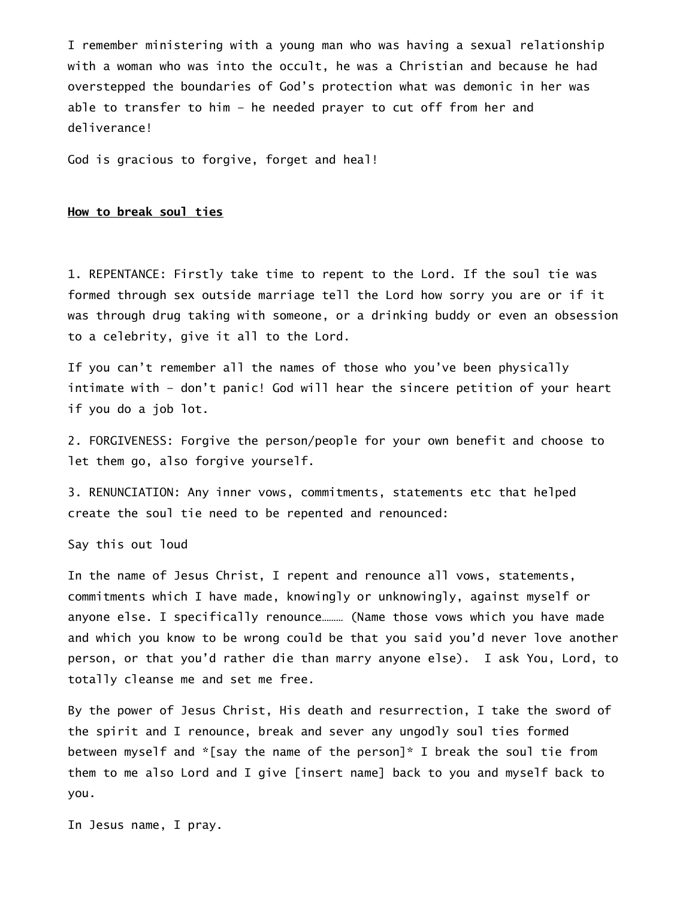I remember ministering with a young man who was having a sexual relationship with a woman who was into the occult, he was a Christian and because he had overstepped the boundaries of God's protection what was demonic in her was able to transfer to him – he needed prayer to cut off from her and deliverance!

God is gracious to forgive, forget and heal!

**How to break soul ties**

1. REPENTANCE: Firstly take time to repent to the Lord. If the soul tie was formed through sex outside marriage tell the Lord how sorry you are or if it was through drug taking with someone, or a drinking buddy or even an obsession to a celebrity, give it all to the Lord.

If you can't remember all the names of those who you've been physically intimate with – don't panic! God will hear the sincere petition of your heart if you do a job lot.

2. FORGIVENESS: Forgive the person/people for your own benefit and choose to let them go, also forgive yourself.

3. RENUNCIATION: Any inner vows, commitments, statements etc that helped create the soul tie need to be repented and renounced:

Say this out loud

In the name of Jesus Christ, I repent and renounce all vows, statements, commitments which I have made, knowingly or unknowingly, against myself or anyone else. I specifically renounce……… (Name those vows which you have made and which you know to be wrong could be that you said you'd never love another person, or that you'd rather die than marry anyone else). I ask You, Lord, to totally cleanse me and set me free.

By the power of Jesus Christ, His death and resurrection, I take the sword of the spirit and I renounce, break and sever any ungodly soul ties formed between myself and *[say the name of the person]* I break the soul tie from them to me also Lord and I give [insert name] back to you and myself back to you.

In Jesus name, I pray.